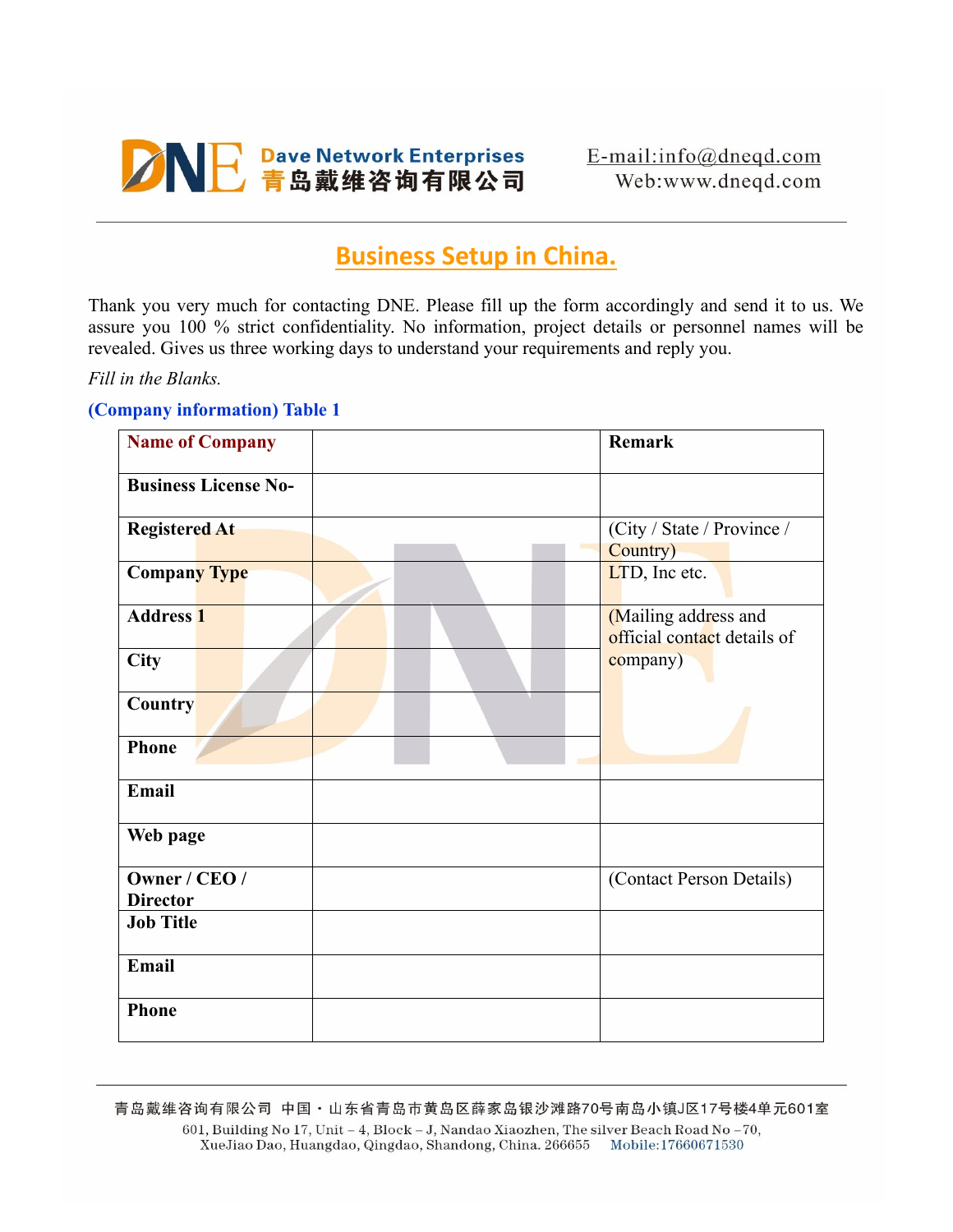Dave Network Enterprises
青岛戴维咨询有限公司

E-mail:info@dneqd.com
Web:www.dneqd.com

# Business Setup in China.

Thank you very much for contacting DNE. Please fill up the form accordingly and send it to us. We assure you 100 % strict confidentiality. No information, project details or personnel names will be revealed. Gives us three working days to understand your requirements and reply you.

*Fill in the Blanks.*

**(Company information) Table 1**

| **Name of Company** | | **Remark** |
|---|---|---|
| **Business License No-** | | |
| **Registered At** | | (City / State / Province / Country) |
| **Company Type** | | LTD, Inc etc. |
| **Address 1** | | (Mailing address and official contact details of company) |
| **City** | | |
| **Country** | | |
| **Phone** | | |
| **Email** | | |
| **Web page** | | |
| **Owner / CEO / Director** | | (Contact Person Details) |
| **Job Title** | | |
| **Email** | | |
| **Phone** | | |

青岛戴维咨询有限公司 中国・山东省青岛市黄岛区薛家岛银沙滩路70号南岛小镇J区17号楼4单元601室
601, Building No 17, Unit – 4, Block – J, Nandao Xiaozhen, The silver Beach Road No –70, XueJiao Dao, Huangdao, Qingdao, Shandong, China. 266655 Mobile:17660671530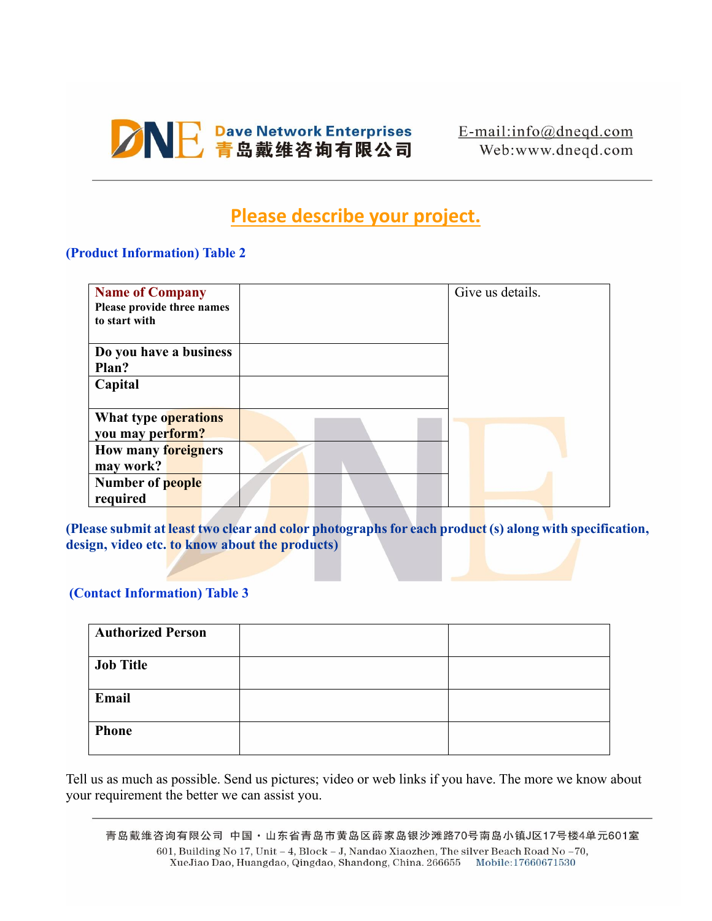# Please describe your project.

**(Product Information) Table 2**

| | | |
|---|---|---|
| **Name of Company** Please provide three names to start with | | Give us details. |
| **Do you have a business Plan?** | | |
| **Capital** | | |
| **What type operations you may perform?** | | |
| **How many foreigners may work?** | | |
| **Number of people required** | | |

**(Please submit at least two clear and color photographs for each product (s) along with specification, design, video etc. to know about the products)**

**(Contact Information) Table 3**

| | | |
|---|---|---|
| **Authorized Person** | | |
| **Job Title** | | |
| **Email** | | |
| **Phone** | | |

Tell us as much as possible. Send us pictures; video or web links if you have. The more we know about your requirement the better we can assist you.